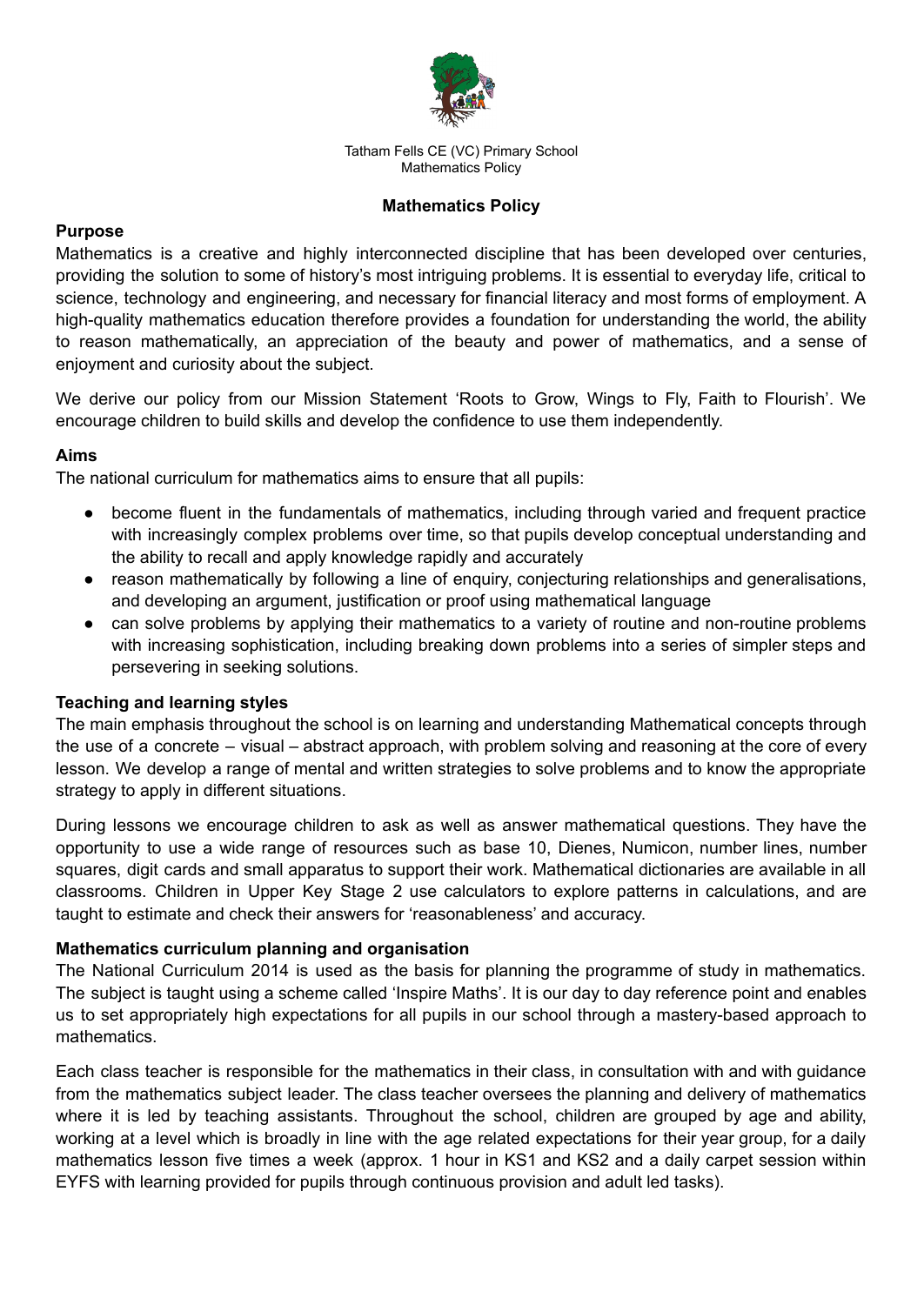# Mathematics Policy

## Purpose

Mathematics is a creative and highly interconnected discipline that has been developed over centuries, providing the solution to some of history's most intriguing problems. It is essential to everyday life, critical to science, technology and engineering, and necessary for financial literacy and most forms of employment. A high-quality mathematics education therefore provides a foundation for understanding the world, the ability to reason mathematically, an appreciation of the beauty and power of mathematics, and a sense of enjoyment and curiosity about the subject.

We derive our policy from our Mission Statement 'Roots to Grow, Wings to Fly, Faith to Flourish'. We encourage children to build skills and develop the confidence to use them independently.

## Aims

The national curriculum for mathematics aims to ensure that all pupils:

- become fluent in the fundamentals of mathematics, including through varied and frequent practice with increasingly complex problems over time, so that pupils develop conceptual understanding and the ability to recall and apply knowledge rapidly and accurately
- reason mathematically by following a line of enquiry, conjecturing relationships and generalisations, and developing an argument, justification or proof using mathematical language
- can solve problems by applying their mathematics to a variety of routine and non-routine problems with increasing sophistication, including breaking down problems into a series of simpler steps and persevering in seeking solutions.

## Teaching and learning styles

The main emphasis throughout the school is on learning and understanding Mathematical concepts through the use of a concrete – visual – abstract approach, with problem solving and reasoning at the core of every lesson. We develop a range of mental and written strategies to solve problems and to know the appropriate strategy to apply in different situations.

During lessons we encourage children to ask as well as answer mathematical questions. They have the opportunity to use a wide range of resources such as base 10, Dienes, Numicon, number lines, number squares, digit cards and small apparatus to support their work. Mathematical dictionaries are available in all classrooms. Children in Upper Key Stage 2 use calculators to explore patterns in calculations, and are taught to estimate and check their answers for 'reasonableness' and accuracy.

## Mathematics curriculum planning and organisation

The National Curriculum 2014 is used as the basis for planning the programme of study in mathematics. The subject is taught using a scheme called 'Inspire Maths'. It is our day to day reference point and enables us to set appropriately high expectations for all pupils in our school through a mastery-based approach to mathematics.

Each class teacher is responsible for the mathematics in their class, in consultation with and with guidance from the mathematics subject leader. The class teacher oversees the planning and delivery of mathematics where it is led by teaching assistants. Throughout the school, children are grouped by age and ability, working at a level which is broadly in line with the age related expectations for their year group, for a daily mathematics lesson five times a week (approx. 1 hour in KS1 and KS2 and a daily carpet session within EYFS with learning provided for pupils through continuous provision and adult led tasks).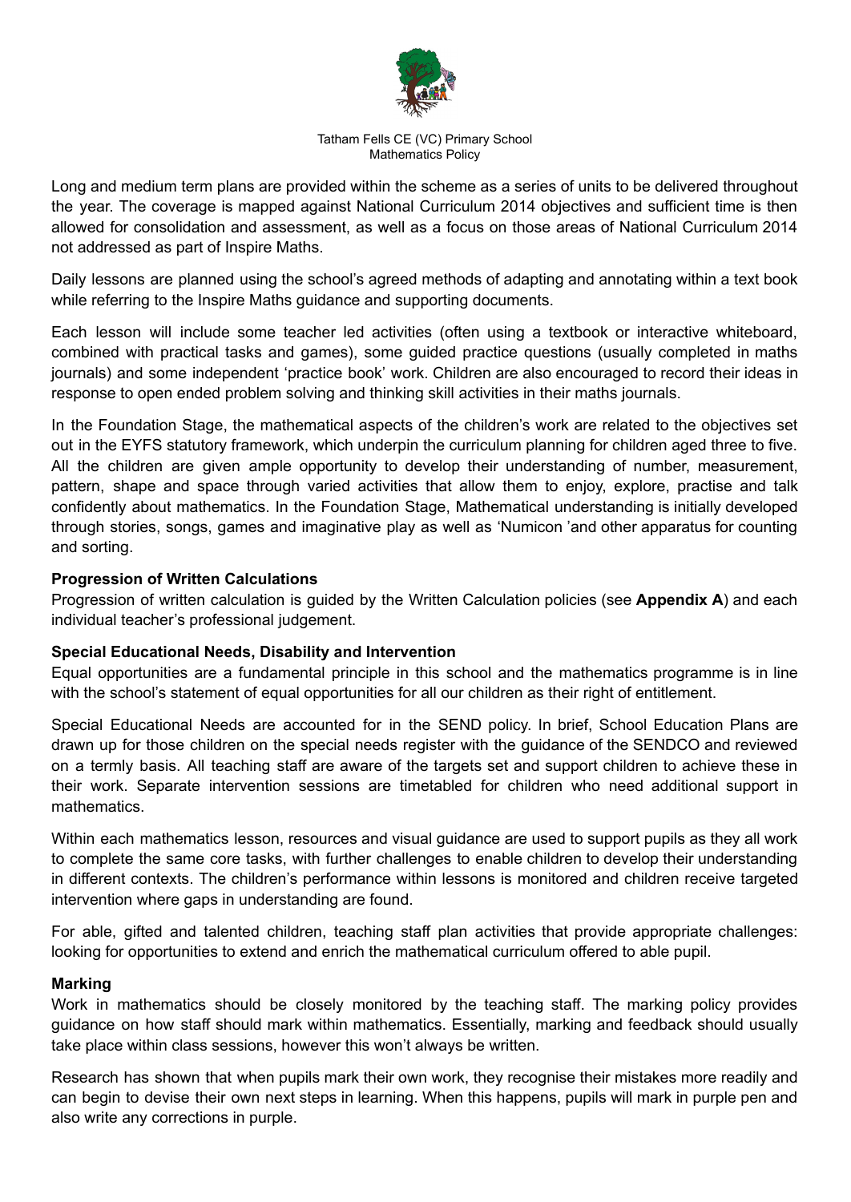Long and medium term plans are provided within the scheme as a series of units to be delivered throughout the year. The coverage is mapped against National Curriculum 2014 objectives and sufficient time is then allowed for consolidation and assessment, as well as a focus on those areas of National Curriculum 2014 not addressed as part of Inspire Maths.

Daily lessons are planned using the school's agreed methods of adapting and annotating within a text book while referring to the Inspire Maths guidance and supporting documents.

Each lesson will include some teacher led activities (often using a textbook or interactive whiteboard, combined with practical tasks and games), some guided practice questions (usually completed in maths journals) and some independent 'practice book' work. Children are also encouraged to record their ideas in response to open ended problem solving and thinking skill activities in their maths journals.

In the Foundation Stage, the mathematical aspects of the children's work are related to the objectives set out in the EYFS statutory framework, which underpin the curriculum planning for children aged three to five. All the children are given ample opportunity to develop their understanding of number, measurement, pattern, shape and space through varied activities that allow them to enjoy, explore, practise and talk confidently about mathematics. In the Foundation Stage, Mathematical understanding is initially developed through stories, songs, games and imaginative play as well as 'Numicon 'and other apparatus for counting and sorting.

**Progression of Written Calculations**

Progression of written calculation is guided by the Written Calculation policies (see **Appendix A**) and each individual teacher's professional judgement.

**Special Educational Needs, Disability and Intervention**

Equal opportunities are a fundamental principle in this school and the mathematics programme is in line with the school's statement of equal opportunities for all our children as their right of entitlement.

Special Educational Needs are accounted for in the SEND policy. In brief, School Education Plans are drawn up for those children on the special needs register with the guidance of the SENDCO and reviewed on a termly basis. All teaching staff are aware of the targets set and support children to achieve these in their work. Separate intervention sessions are timetabled for children who need additional support in mathematics.

Within each mathematics lesson, resources and visual guidance are used to support pupils as they all work to complete the same core tasks, with further challenges to enable children to develop their understanding in different contexts. The children's performance within lessons is monitored and children receive targeted intervention where gaps in understanding are found.

For able, gifted and talented children, teaching staff plan activities that provide appropriate challenges: looking for opportunities to extend and enrich the mathematical curriculum offered to able pupil.

**Marking**

Work in mathematics should be closely monitored by the teaching staff. The marking policy provides guidance on how staff should mark within mathematics. Essentially, marking and feedback should usually take place within class sessions, however this won't always be written.

Research has shown that when pupils mark their own work, they recognise their mistakes more readily and can begin to devise their own next steps in learning. When this happens, pupils will mark in purple pen and also write any corrections in purple.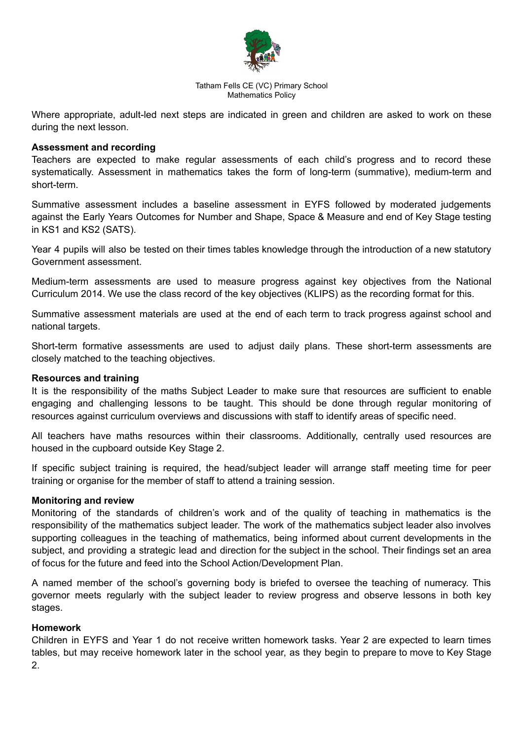Where appropriate, adult-led next steps are indicated in green and children are asked to work on these during the next lesson.

**Assessment and recording**

Teachers are expected to make regular assessments of each child's progress and to record these systematically. Assessment in mathematics takes the form of long-term (summative), medium-term and short-term.

Summative assessment includes a baseline assessment in EYFS followed by moderated judgements against the Early Years Outcomes for Number and Shape, Space & Measure and end of Key Stage testing in KS1 and KS2 (SATS).

Year 4 pupils will also be tested on their times tables knowledge through the introduction of a new statutory Government assessment.

Medium-term assessments are used to measure progress against key objectives from the National Curriculum 2014. We use the class record of the key objectives (KLIPS) as the recording format for this.

Summative assessment materials are used at the end of each term to track progress against school and national targets.

Short-term formative assessments are used to adjust daily plans. These short-term assessments are closely matched to the teaching objectives.

**Resources and training**

It is the responsibility of the maths Subject Leader to make sure that resources are sufficient to enable engaging and challenging lessons to be taught. This should be done through regular monitoring of resources against curriculum overviews and discussions with staff to identify areas of specific need.

All teachers have maths resources within their classrooms. Additionally, centrally used resources are housed in the cupboard outside Key Stage 2.

If specific subject training is required, the head/subject leader will arrange staff meeting time for peer training or organise for the member of staff to attend a training session.

**Monitoring and review**

Monitoring of the standards of children's work and of the quality of teaching in mathematics is the responsibility of the mathematics subject leader. The work of the mathematics subject leader also involves supporting colleagues in the teaching of mathematics, being informed about current developments in the subject, and providing a strategic lead and direction for the subject in the school. Their findings set an area of focus for the future and feed into the School Action/Development Plan.

A named member of the school's governing body is briefed to oversee the teaching of numeracy. This governor meets regularly with the subject leader to review progress and observe lessons in both key stages.

**Homework**

Children in EYFS and Year 1 do not receive written homework tasks. Year 2 are expected to learn times tables, but may receive homework later in the school year, as they begin to prepare to move to Key Stage 2.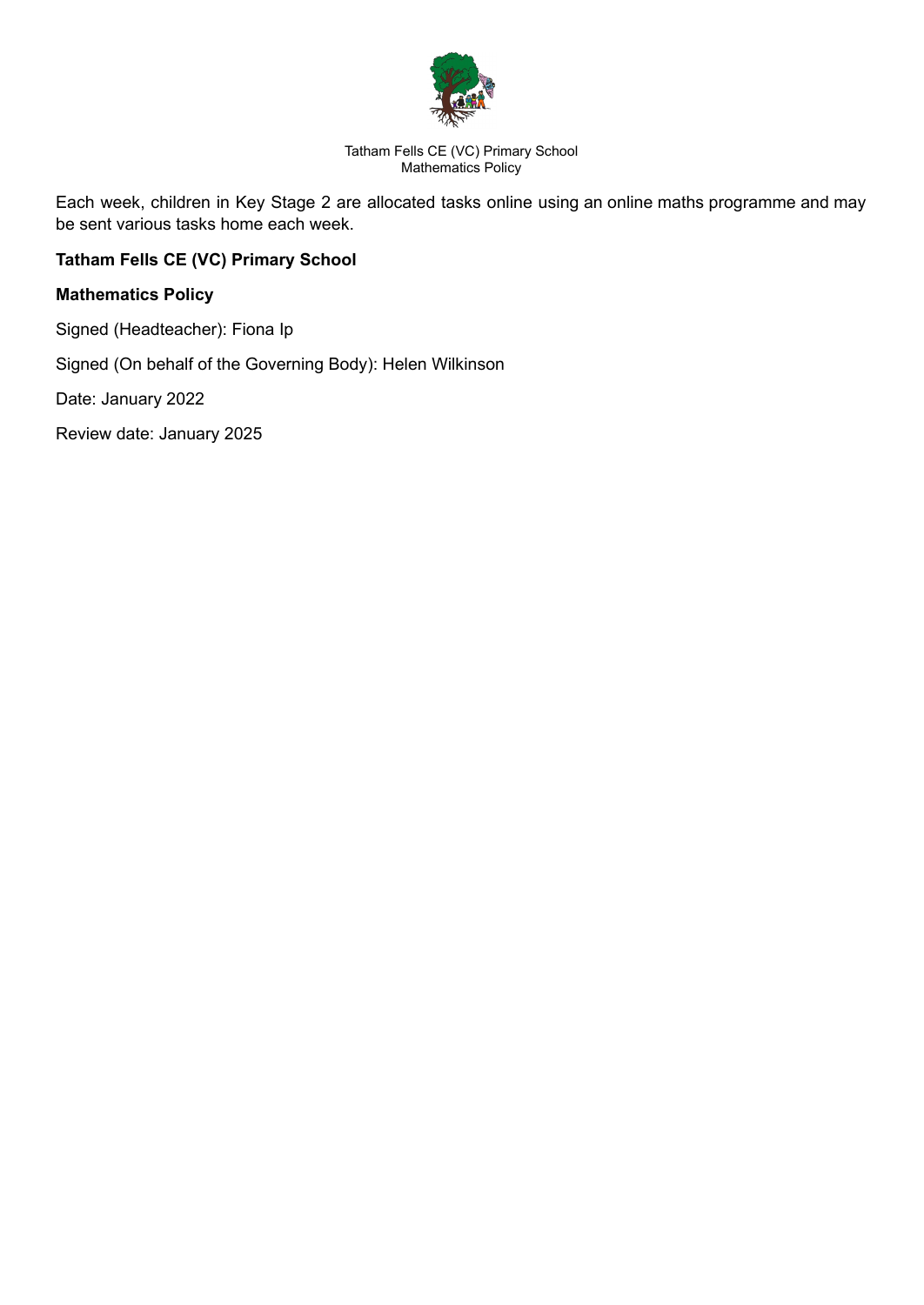Each week, children in Key Stage 2 are allocated tasks online using an online maths programme and may be sent various tasks home each week.

**Tatham Fells CE (VC) Primary School**

**Mathematics Policy**

Signed (Headteacher): Fiona Ip

Signed (On behalf of the Governing Body): Helen Wilkinson

Date: January 2022

Review date: January 2025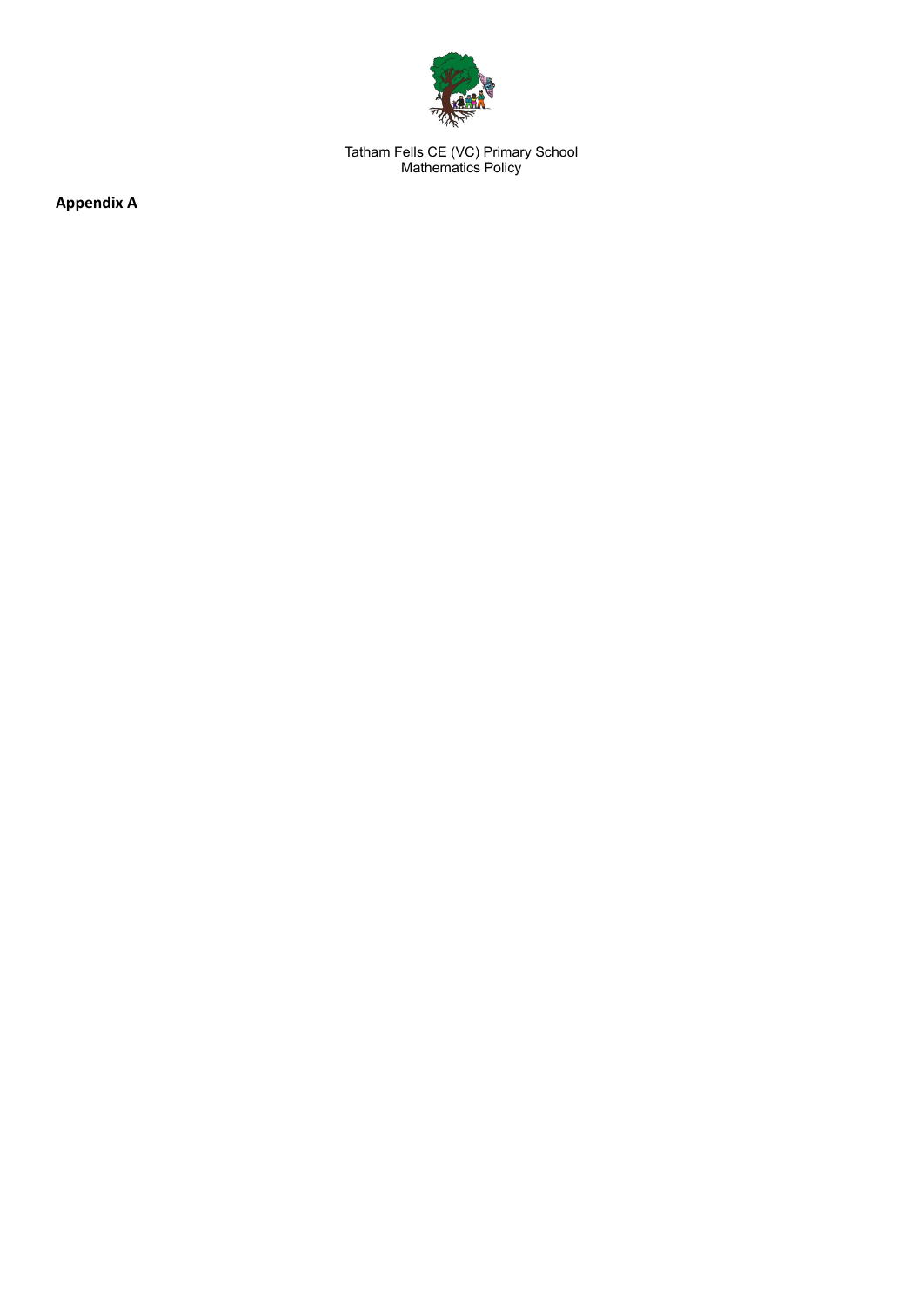Tatham Fells CE (VC) Primary School
Mathematics Policy

**Appendix A**